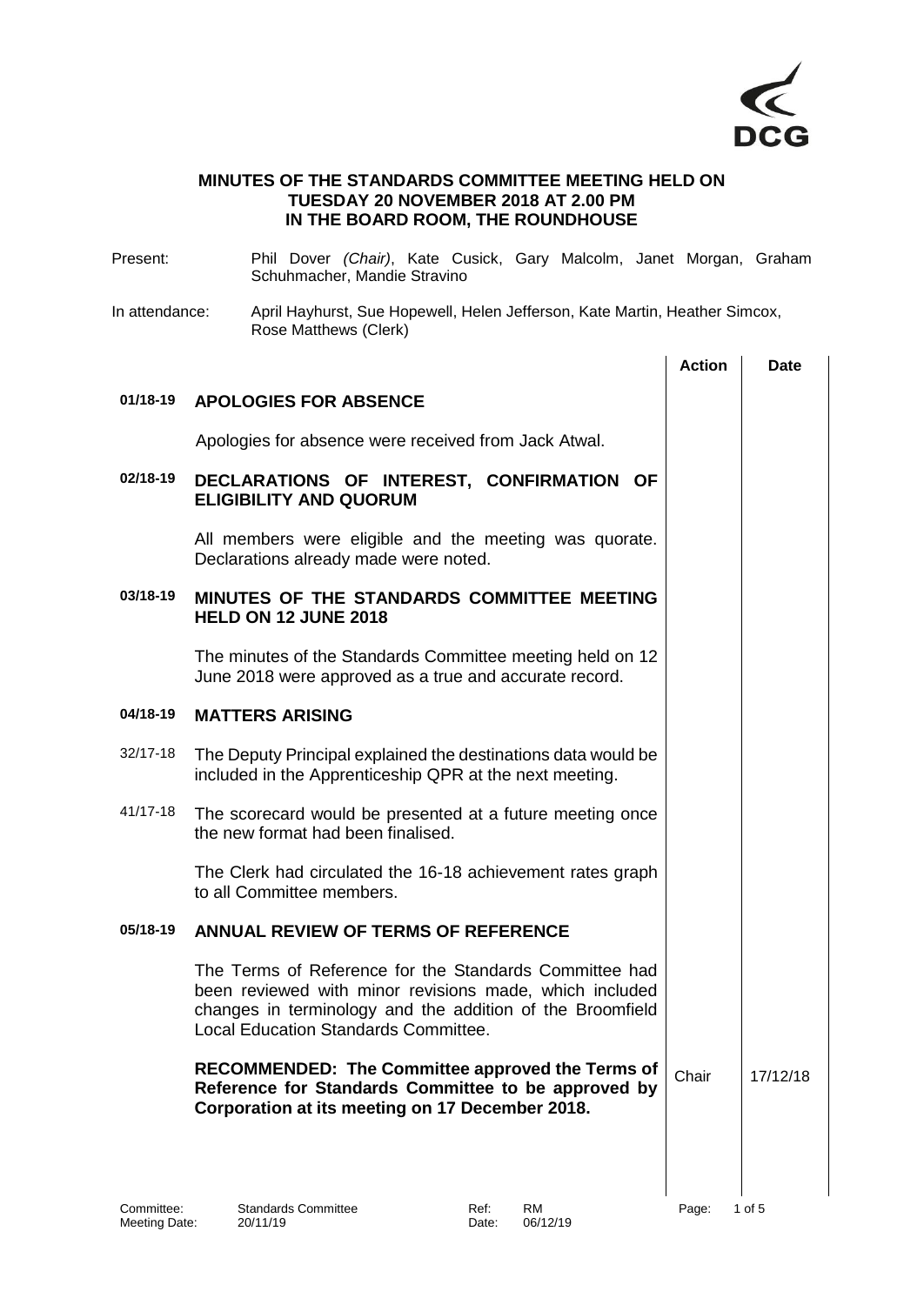**MINUTES OF THE STANDARDS COMMITTEE MEETING HELD ON TUESDAY 20 NOVEMBER 2018 AT 2.00 PM IN THE BOARD ROOM, THE ROUNDHOUSE**

Present: Phil Dover *(Chair)*, Kate Cusick, Gary Malcolm, Janet Morgan, Graham Schuhmacher, Mandie Stravino

In attendance: April Hayhurst, Sue Hopewell, Helen Jefferson, Kate Martin, Heather Simcox, Rose Matthews (Clerk)

| | | **Action** | **Date** |
|---|---|---|---|
| **01/18-19** | **APOLOGIES FOR ABSENCE** | | |
| | Apologies for absence were received from Jack Atwal. | | |
| **02/18-19** | **DECLARATIONS OF INTEREST, CONFIRMATION OF ELIGIBILITY AND QUORUM** | | |
| | All members were eligible and the meeting was quorate. Declarations already made were noted. | | |
| **03/18-19** | **MINUTES OF THE STANDARDS COMMITTEE MEETING HELD ON 12 JUNE 2018** | | |
| | The minutes of the Standards Committee meeting held on 12 June 2018 were approved as a true and accurate record. | | |
| **04/18-19** | **MATTERS ARISING** | | |
| 32/17-18 | The Deputy Principal explained the destinations data would be included in the Apprenticeship QPR at the next meeting. | | |
| 41/17-18 | The scorecard would be presented at a future meeting once the new format had been finalised. | | |
| | The Clerk had circulated the 16-18 achievement rates graph to all Committee members. | | |
| **05/18-19** | **ANNUAL REVIEW OF TERMS OF REFERENCE** | | |
| | The Terms of Reference for the Standards Committee had been reviewed with minor revisions made, which included changes in terminology and the addition of the Broomfield Local Education Standards Committee. | | |
| | **RECOMMENDED: The Committee approved the Terms of Reference for Standards Committee to be approved by Corporation at its meeting on 17 December 2018.** | Chair | 17/12/18 |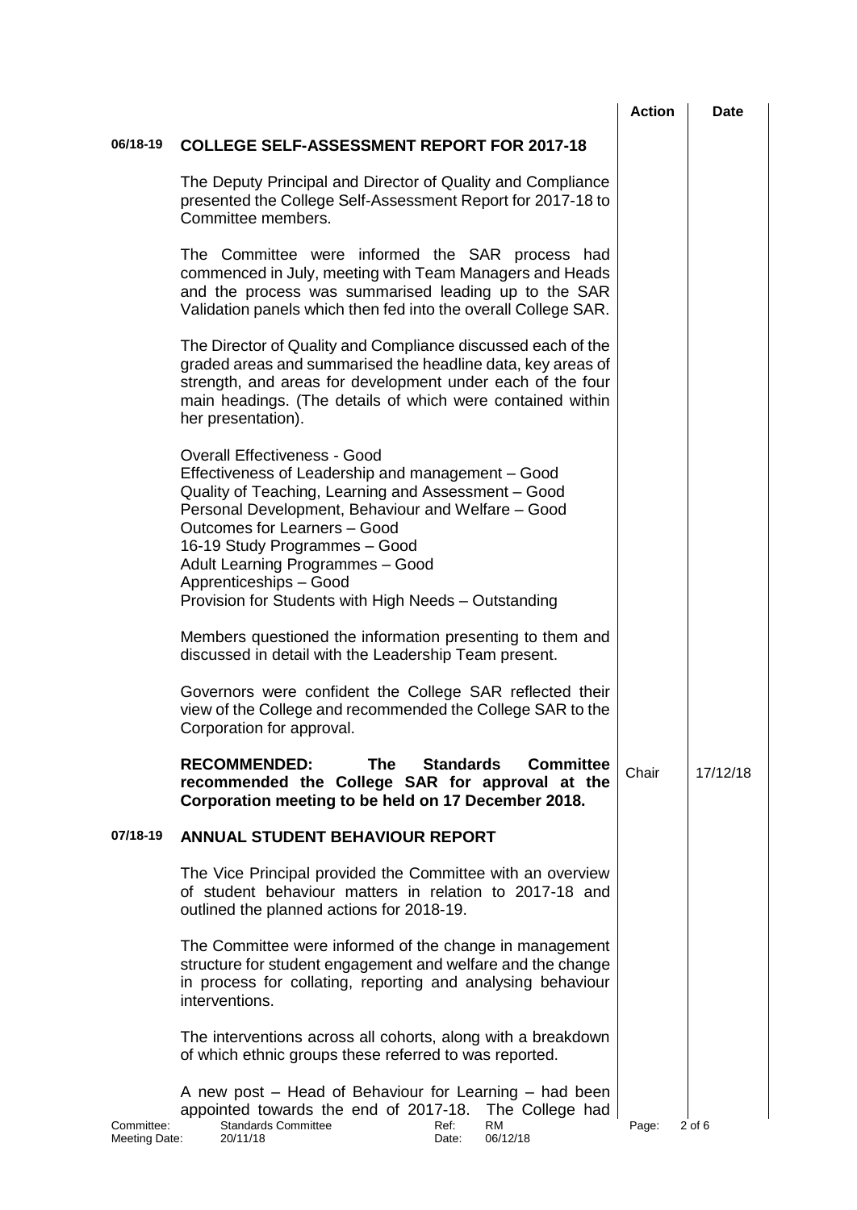| | | Action | Date |
|---|---|---|---|
| **06/18-19** | **COLLEGE SELF-ASSESSMENT REPORT FOR 2017-18** | | |
| | The Deputy Principal and Director of Quality and Compliance presented the College Self-Assessment Report for 2017-18 to Committee members. | | |
| | The Committee were informed the SAR process had commenced in July, meeting with Team Managers and Heads and the process was summarised leading up to the SAR Validation panels which then fed into the overall College SAR. | | |
| | The Director of Quality and Compliance discussed each of the graded areas and summarised the headline data, key areas of strength, and areas for development under each of the four main headings. (The details of which were contained within her presentation). | | |
| | Overall Effectiveness - Good<br>Effectiveness of Leadership and management – Good<br>Quality of Teaching, Learning and Assessment – Good<br>Personal Development, Behaviour and Welfare – Good<br>Outcomes for Learners – Good<br>16-19 Study Programmes – Good<br>Adult Learning Programmes – Good<br>Apprenticeships – Good<br>Provision for Students with High Needs – Outstanding | | |
| | Members questioned the information presenting to them and discussed in detail with the Leadership Team present. | | |
| | Governors were confident the College SAR reflected their view of the College and recommended the College SAR to the Corporation for approval. | | |
| | **RECOMMENDED: The Standards Committee recommended the College SAR for approval at the Corporation meeting to be held on 17 December 2018.** | Chair | 17/12/18 |
| **07/18-19** | **ANNUAL STUDENT BEHAVIOUR REPORT** | | |
| | The Vice Principal provided the Committee with an overview of student behaviour matters in relation to 2017-18 and outlined the planned actions for 2018-19. | | |
| | The Committee were informed of the change in management structure for student engagement and welfare and the change in process for collating, reporting and analysing behaviour interventions. | | |
| | The interventions across all cohorts, along with a breakdown of which ethnic groups these referred to was reported. | | |
| | A new post – Head of Behaviour for Learning – had been appointed towards the end of 2017-18. The College had | | |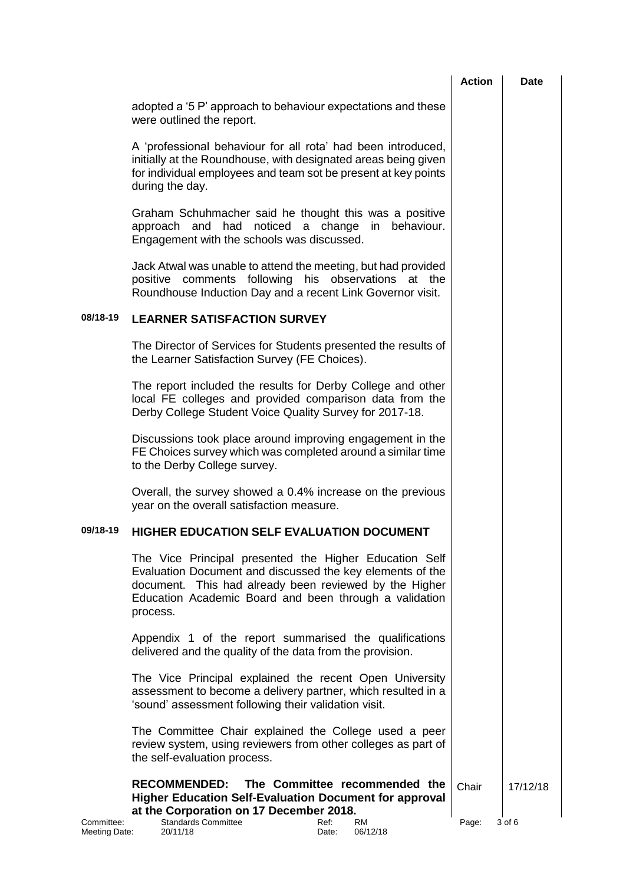| | | Action | Date |
|---|---|---|---|
| | adopted a '5 P' approach to behaviour expectations and these were outlined the report. | | |
| | A 'professional behaviour for all rota' had been introduced, initially at the Roundhouse, with designated areas being given for individual employees and team sot be present at key points during the day. | | |
| | Graham Schuhmacher said he thought this was a positive approach and had noticed a change in behaviour. Engagement with the schools was discussed. | | |
| | Jack Atwal was unable to attend the meeting, but had provided positive comments following his observations at the Roundhouse Induction Day and a recent Link Governor visit. | | |
| **08/18-19** | **LEARNER SATISFACTION SURVEY** | | |
| | The Director of Services for Students presented the results of the Learner Satisfaction Survey (FE Choices). | | |
| | The report included the results for Derby College and other local FE colleges and provided comparison data from the Derby College Student Voice Quality Survey for 2017-18. | | |
| | Discussions took place around improving engagement in the FE Choices survey which was completed around a similar time to the Derby College survey. | | |
| | Overall, the survey showed a 0.4% increase on the previous year on the overall satisfaction measure. | | |
| **09/18-19** | **HIGHER EDUCATION SELF EVALUATION DOCUMENT** | | |
| | The Vice Principal presented the Higher Education Self Evaluation Document and discussed the key elements of the document. This had already been reviewed by the Higher Education Academic Board and been through a validation process. | | |
| | Appendix 1 of the report summarised the qualifications delivered and the quality of the data from the provision. | | |
| | The Vice Principal explained the recent Open University assessment to become a delivery partner, which resulted in a 'sound' assessment following their validation visit. | | |
| | The Committee Chair explained the College used a peer review system, using reviewers from other colleges as part of the self-evaluation process. | | |
| | **RECOMMENDED: The Committee recommended the Higher Education Self-Evaluation Document for approval at the Corporation on 17 December 2018.** | Chair | 17/12/18 |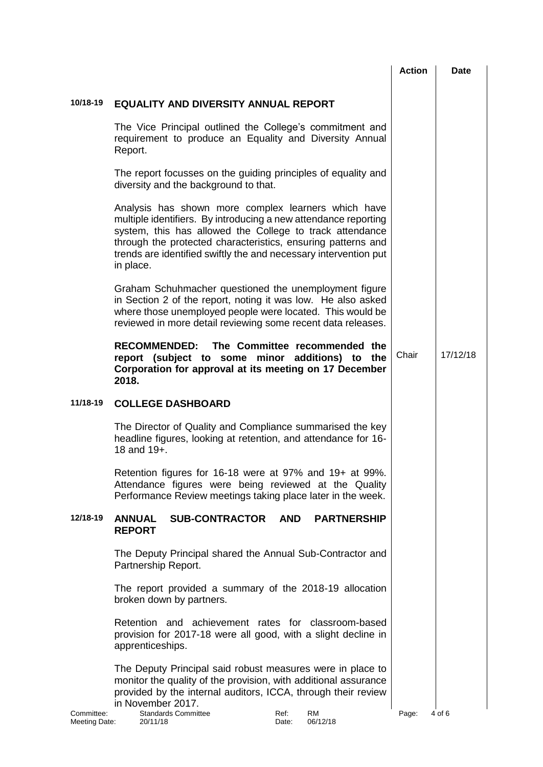| | | Action | Date |
|---|---|---|---|
| **10/18-19** | **EQUALITY AND DIVERSITY ANNUAL REPORT** | | |
| | The Vice Principal outlined the College's commitment and requirement to produce an Equality and Diversity Annual Report. | | |
| | The report focusses on the guiding principles of equality and diversity and the background to that. | | |
| | Analysis has shown more complex learners which have multiple identifiers. By introducing a new attendance reporting system, this has allowed the College to track attendance through the protected characteristics, ensuring patterns and trends are identified swiftly the and necessary intervention put in place. | | |
| | Graham Schuhmacher questioned the unemployment figure in Section 2 of the report, noting it was low. He also asked where those unemployed people were located. This would be reviewed in more detail reviewing some recent data releases. | | |
| | **RECOMMENDED: The Committee recommended the report (subject to some minor additions) to the Corporation for approval at its meeting on 17 December 2018.** | Chair | 17/12/18 |
| **11/18-19** | **COLLEGE DASHBOARD** | | |
| | The Director of Quality and Compliance summarised the key headline figures, looking at retention, and attendance for 16-18 and 19+. | | |
| | Retention figures for 16-18 were at 97% and 19+ at 99%. Attendance figures were being reviewed at the Quality Performance Review meetings taking place later in the week. | | |
| **12/18-19** | **ANNUAL SUB-CONTRACTOR AND PARTNERSHIP REPORT** | | |
| | The Deputy Principal shared the Annual Sub-Contractor and Partnership Report. | | |
| | The report provided a summary of the 2018-19 allocation broken down by partners. | | |
| | Retention and achievement rates for classroom-based provision for 2017-18 were all good, with a slight decline in apprenticeships. | | |
| | The Deputy Principal said robust measures were in place to monitor the quality of the provision, with additional assurance provided by the internal auditors, ICCA, through their review in November 2017. | | |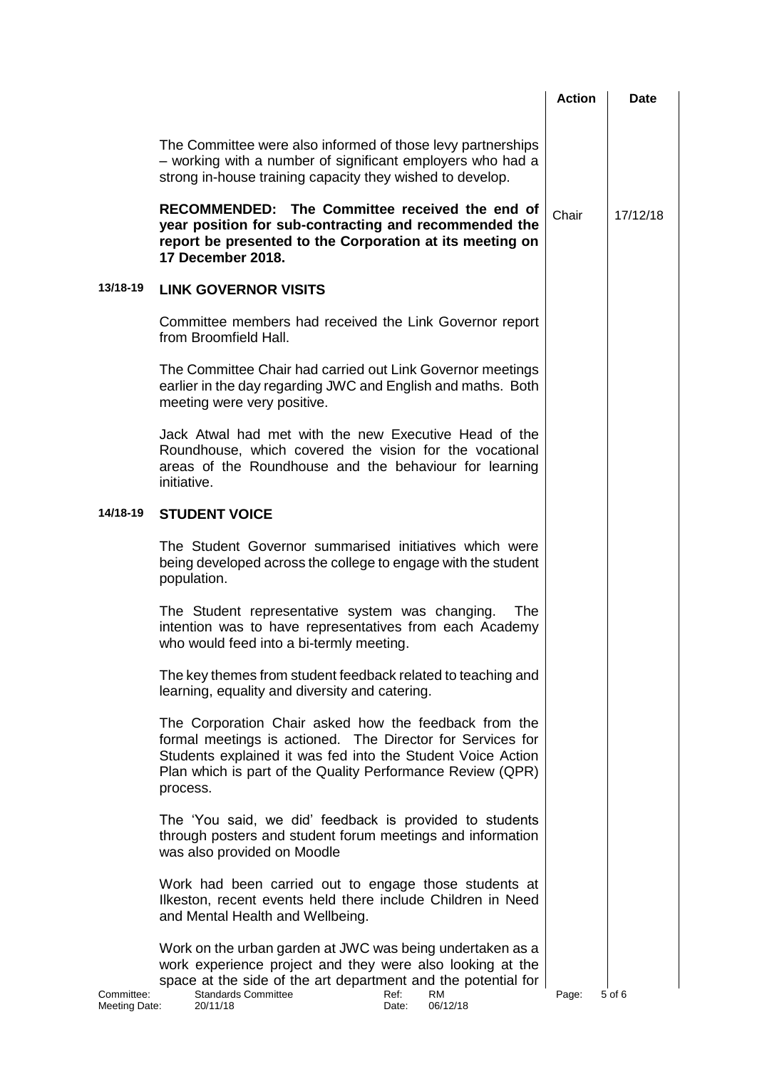| | | Action | Date |
|---|---|---|---|
| | The Committee were also informed of those levy partnerships – working with a number of significant employers who had a strong in-house training capacity they wished to develop. | | |
| | **RECOMMENDED: The Committee received the end of year position for sub-contracting and recommended the report be presented to the Corporation at its meeting on 17 December 2018.** | Chair | 17/12/18 |
| **13/18-19** | **LINK GOVERNOR VISITS** | | |
| | Committee members had received the Link Governor report from Broomfield Hall. | | |
| | The Committee Chair had carried out Link Governor meetings earlier in the day regarding JWC and English and maths. Both meeting were very positive. | | |
| | Jack Atwal had met with the new Executive Head of the Roundhouse, which covered the vision for the vocational areas of the Roundhouse and the behaviour for learning initiative. | | |
| **14/18-19** | **STUDENT VOICE** | | |
| | The Student Governor summarised initiatives which were being developed across the college to engage with the student population. | | |
| | The Student representative system was changing. The intention was to have representatives from each Academy who would feed into a bi-termly meeting. | | |
| | The key themes from student feedback related to teaching and learning, equality and diversity and catering. | | |
| | The Corporation Chair asked how the feedback from the formal meetings is actioned. The Director for Services for Students explained it was fed into the Student Voice Action Plan which is part of the Quality Performance Review (QPR) process. | | |
| | The 'You said, we did' feedback is provided to students through posters and student forum meetings and information was also provided on Moodle | | |
| | Work had been carried out to engage those students at Ilkeston, recent events held there include Children in Need and Mental Health and Wellbeing. | | |
| | Work on the urban garden at JWC was being undertaken as a work experience project and they were also looking at the space at the side of the art department and the potential for | | |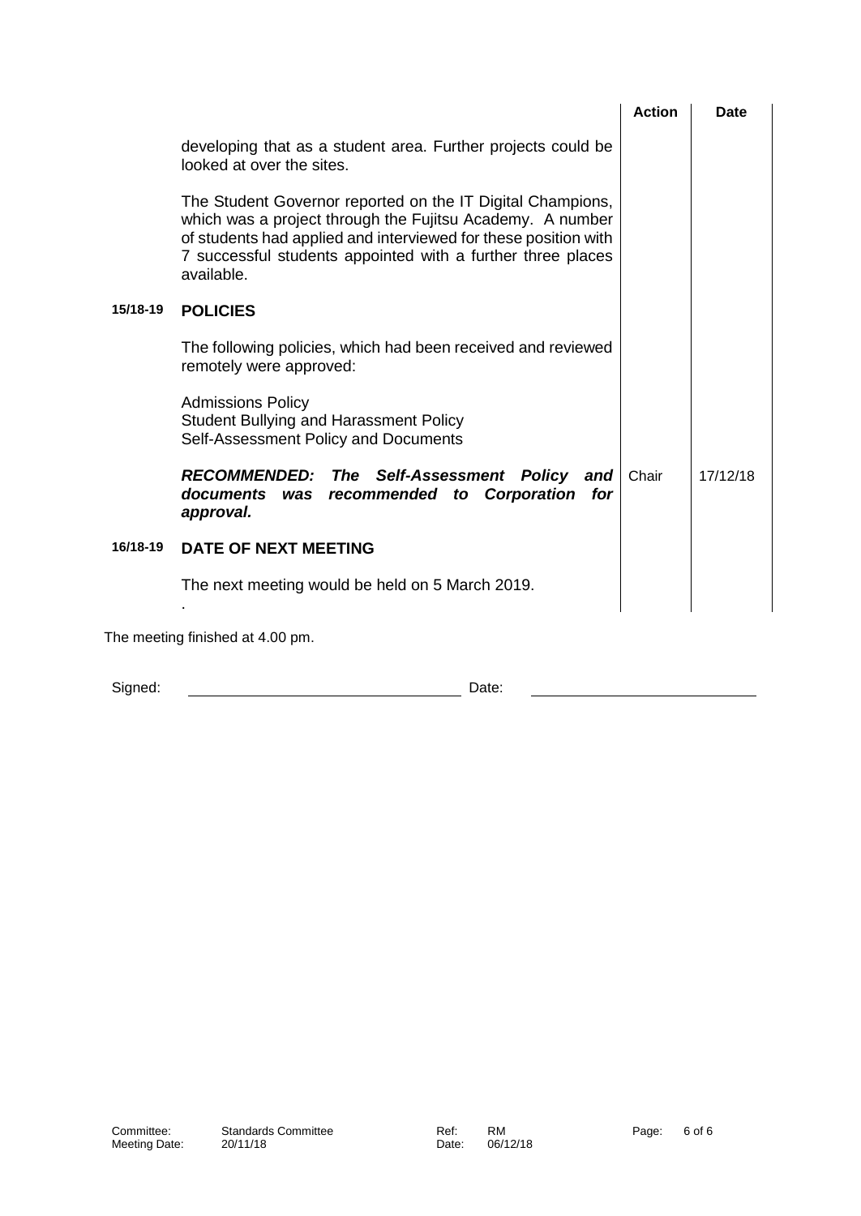| | | Action | Date |
|---|---|---|---|
| | developing that as a student area. Further projects could be looked at over the sites. | | |
| | The Student Governor reported on the IT Digital Champions, which was a project through the Fujitsu Academy. A number of students had applied and interviewed for these position with 7 successful students appointed with a further three places available. | | |
| **15/18-19** | **POLICIES** | | |
| | The following policies, which had been received and reviewed remotely were approved: | | |
| | Admissions Policy<br>Student Bullying and Harassment Policy<br>Self-Assessment Policy and Documents | | |
| | ***RECOMMENDED: The Self-Assessment Policy and documents was recommended to Corporation for approval.*** | Chair | 17/12/18 |
| **16/18-19** | **DATE OF NEXT MEETING** | | |
| | The next meeting would be held on 5 March 2019.<br>. | | |

The meeting finished at 4.00 pm.

Signed: \_\_\_\_\_\_\_\_\_\_\_\_\_\_\_\_\_\_\_\_ Date: \_\_\_\_\_\_\_\_\_\_\_\_\_\_\_\_\_\_\_\_